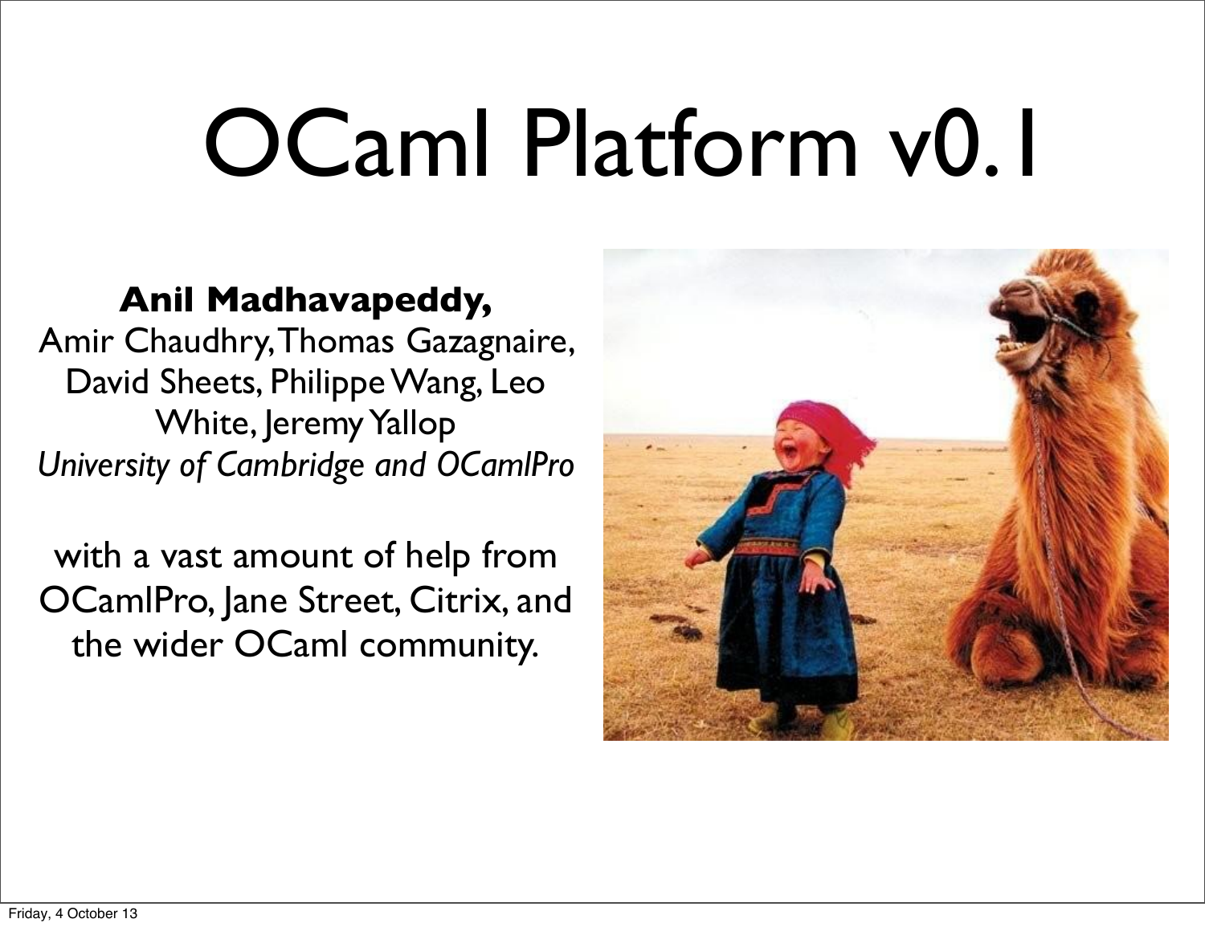# OCaml Platform v0.1

**Anil Madhavapeddy,**
Amir Chaudhry, Thomas Gazagnaire, David Sheets, Philippe Wang, Leo White, Jeremy Yallop
*University of Cambridge and OCamlPro*

with a vast amount of help from OCamlPro, Jane Street, Citrix, and the wider OCaml community.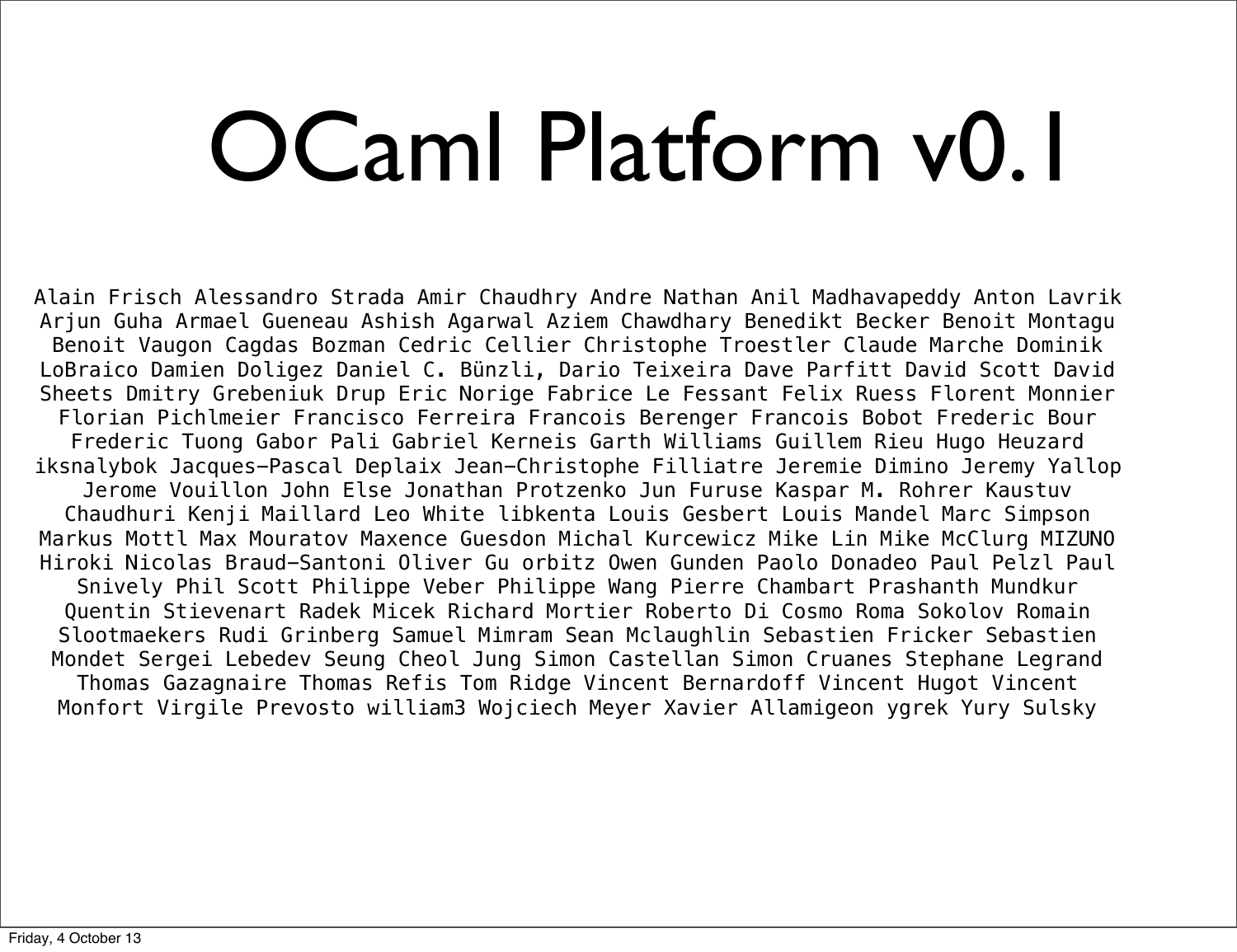# OCaml Platform v0.1

Alain Frisch Alessandro Strada Amir Chaudhry Andre Nathan Anil Madhavapeddy Anton Lavrik Arjun Guha Armael Gueneau Ashish Agarwal Aziem Chawdhary Benedikt Becker Benoit Montagu Benoit Vaugon Cagdas Bozman Cedric Cellier Christophe Troestler Claude Marche Dominik LoBraico Damien Doligez Daniel C. Bünzli, Dario Teixeira Dave Parfitt David Scott David Sheets Dmitry Grebeniuk Drup Eric Norige Fabrice Le Fessant Felix Ruess Florent Monnier Florian Pichlmeier Francisco Ferreira Francois Berenger Francois Bobot Frederic Bour Frederic Tuong Gabor Pali Gabriel Kerneis Garth Williams Guillem Rieu Hugo Heuzard iksnalybok Jacques-Pascal Deplaix Jean-Christophe Filliatre Jeremie Dimino Jeremy Yallop Jerome Vouillon John Else Jonathan Protzenko Jun Furuse Kaspar M. Rohrer Kaustuv Chaudhuri Kenji Maillard Leo White libkenta Louis Gesbert Louis Mandel Marc Simpson Markus Mottl Max Mouratov Maxence Guesdon Michal Kurcewicz Mike Lin Mike McClurg MIZUNO Hiroki Nicolas Braud-Santoni Oliver Gu orbitz Owen Gunden Paolo Donadeo Paul Pelzl Paul Snively Phil Scott Philippe Veber Philippe Wang Pierre Chambart Prashanth Mundkur Quentin Stievenart Radek Micek Richard Mortier Roberto Di Cosmo Roma Sokolov Romain Slootmaekers Rudi Grinberg Samuel Mimram Sean Mclaughlin Sebastien Fricker Sebastien Mondet Sergei Lebedev Seung Cheol Jung Simon Castellan Simon Cruanes Stephane Legrand Thomas Gazagnaire Thomas Refis Tom Ridge Vincent Bernardoff Vincent Hugot Vincent Monfort Virgile Prevosto william3 Wojciech Meyer Xavier Allamigeon ygrek Yury Sulsky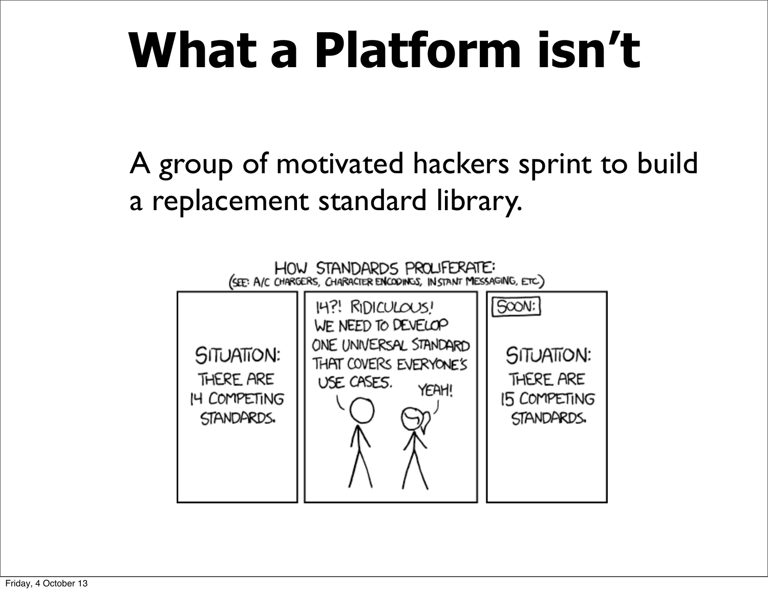# What a Platform isn't

A group of motivated hackers sprint to build a replacement standard library.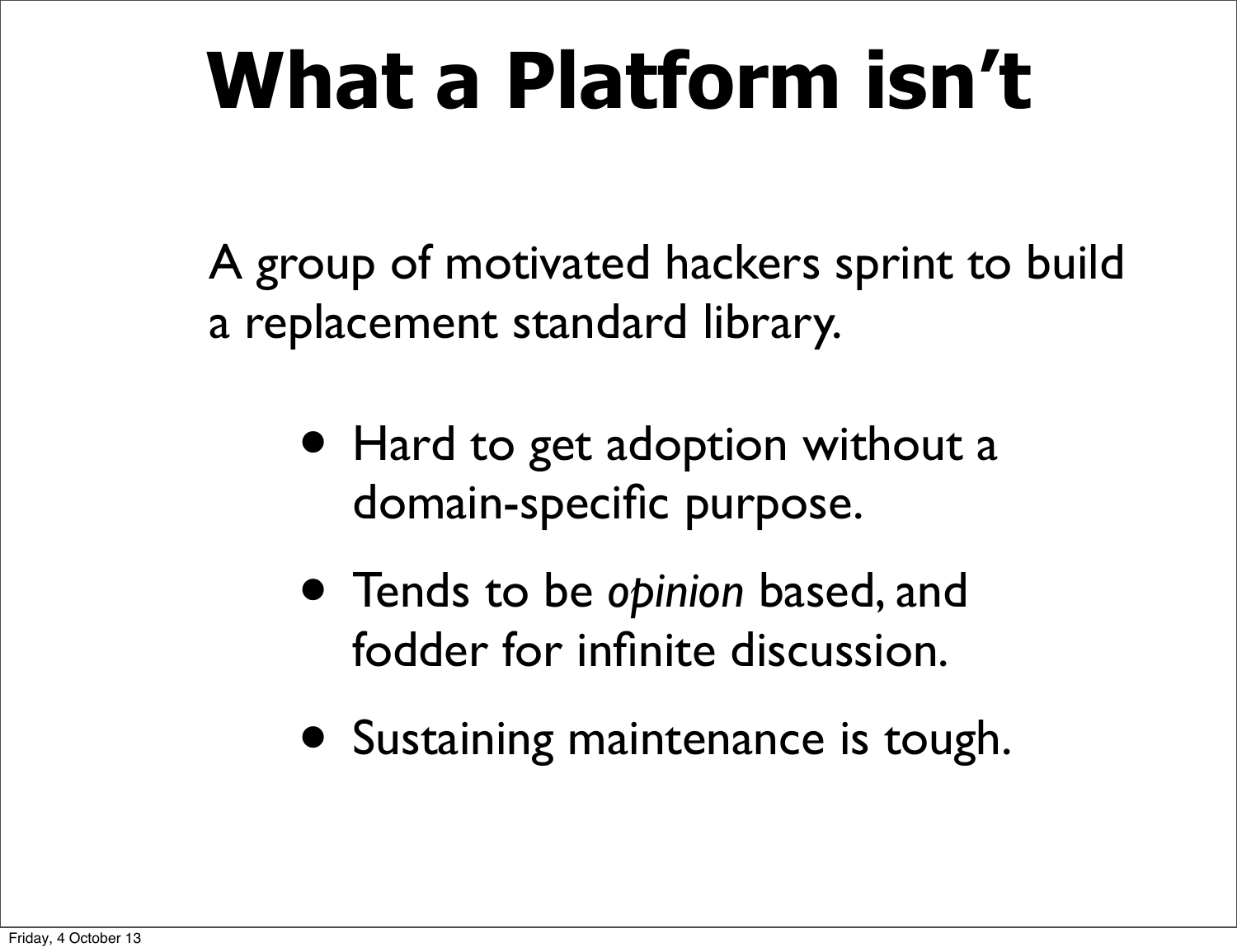# What a Platform isn't

A group of motivated hackers sprint to build a replacement standard library.

- Hard to get adoption without a domain-specific purpose.
- Tends to be *opinion* based, and fodder for infinite discussion.
- Sustaining maintenance is tough.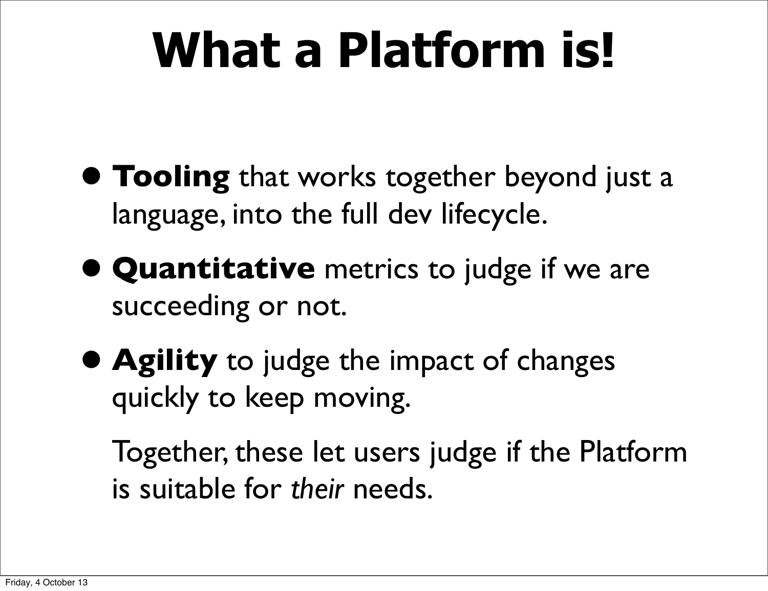# What a Platform is!

- **Tooling** that works together beyond just a language, into the full dev lifecycle.
- **Quantitative** metrics to judge if we are succeeding or not.
- **Agility** to judge the impact of changes quickly to keep moving.

  Together, these let users judge if the Platform is suitable for *their* needs.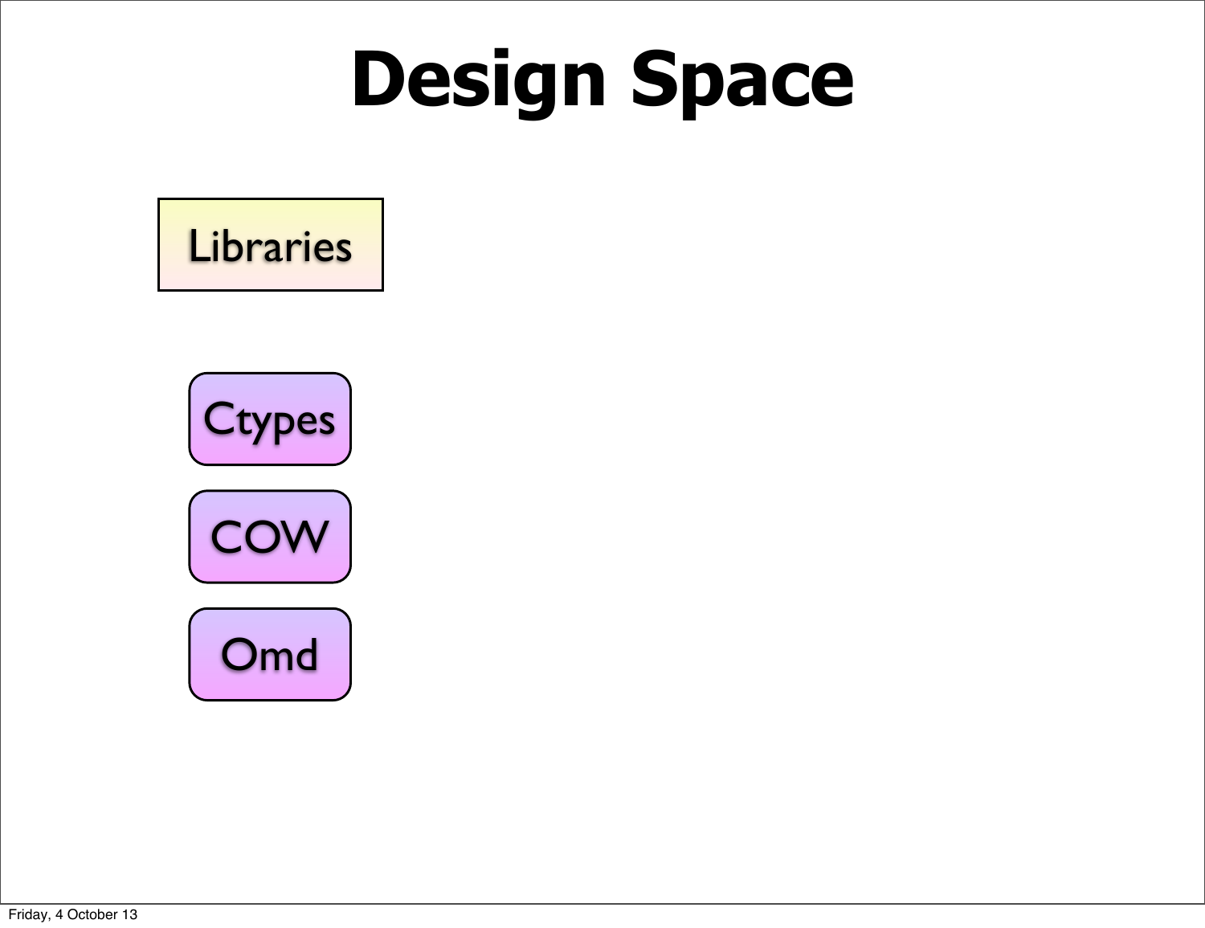# Design Space

Libraries

Ctypes

COW

Omd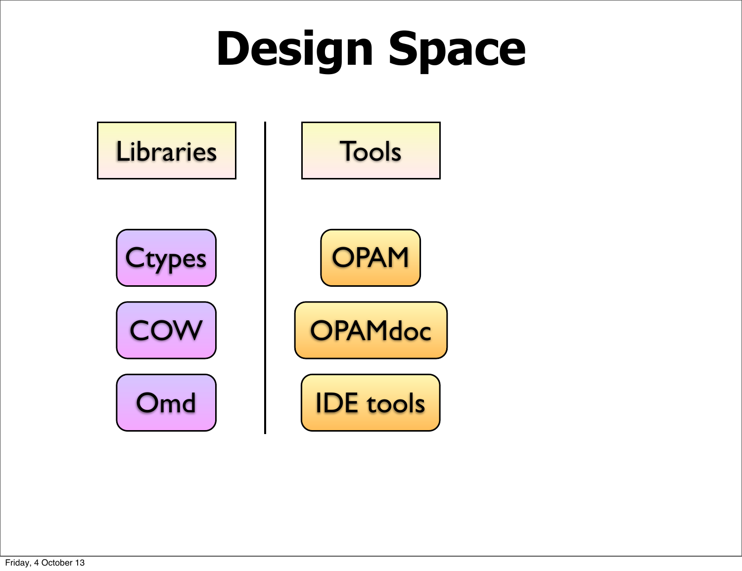# Design Space

| Libraries | Tools |
| --- | --- |
| Ctypes | OPAM |
| COW | OPAMdoc |
| Omd | IDE tools |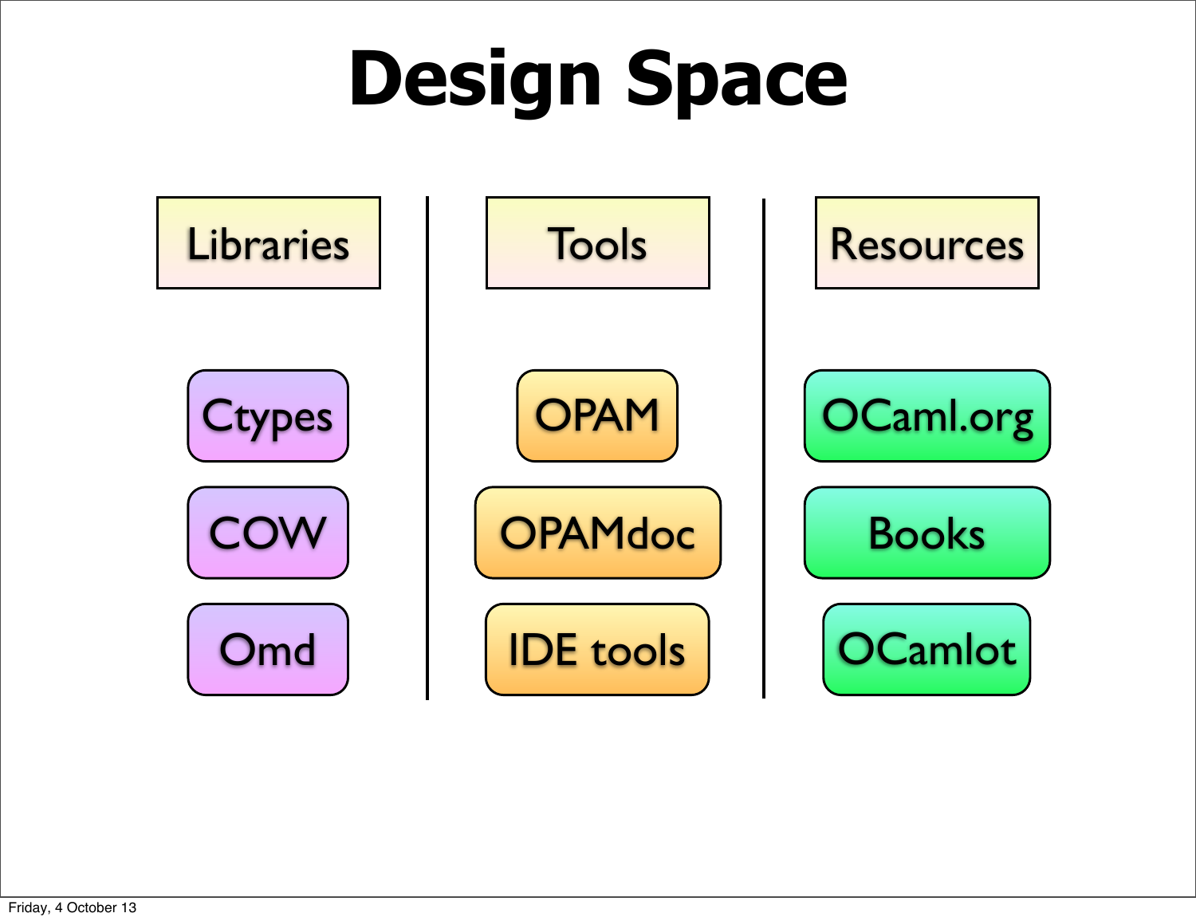# Design Space

| Libraries | Tools | Resources |
| --- | --- | --- |
| Ctypes | OPAM | OCaml.org |
| COW | OPAMdoc | Books |
| Omd | IDE tools | OCamlot |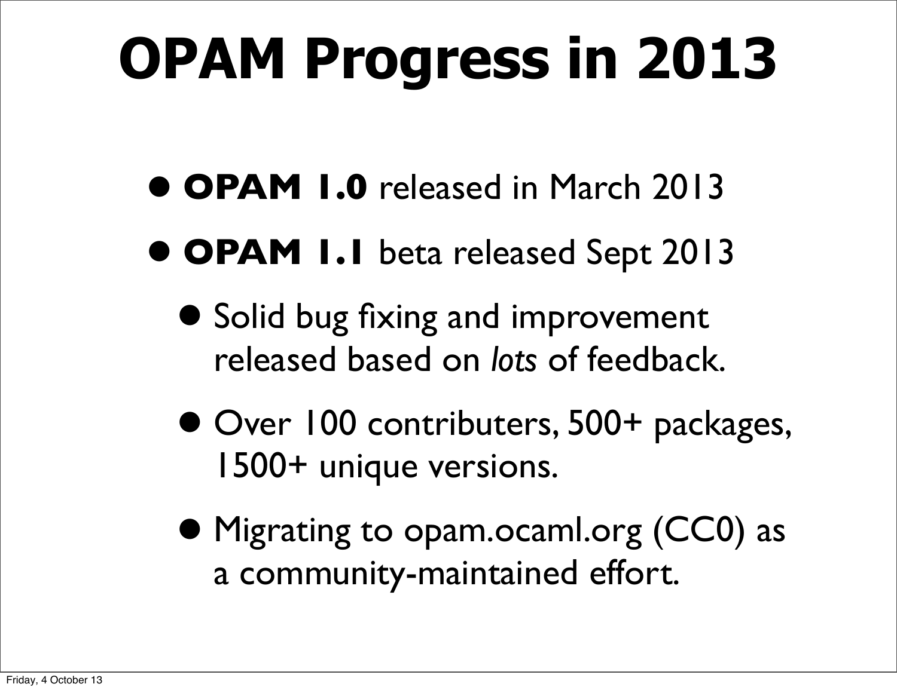# OPAM Progress in 2013

- **OPAM 1.0** released in March 2013
- **OPAM 1.1** beta released Sept 2013
  - Solid bug fixing and improvement released based on *lots* of feedback.
  - Over 100 contributers, 500+ packages, 1500+ unique versions.
  - Migrating to opam.ocaml.org (CC0) as a community-maintained effort.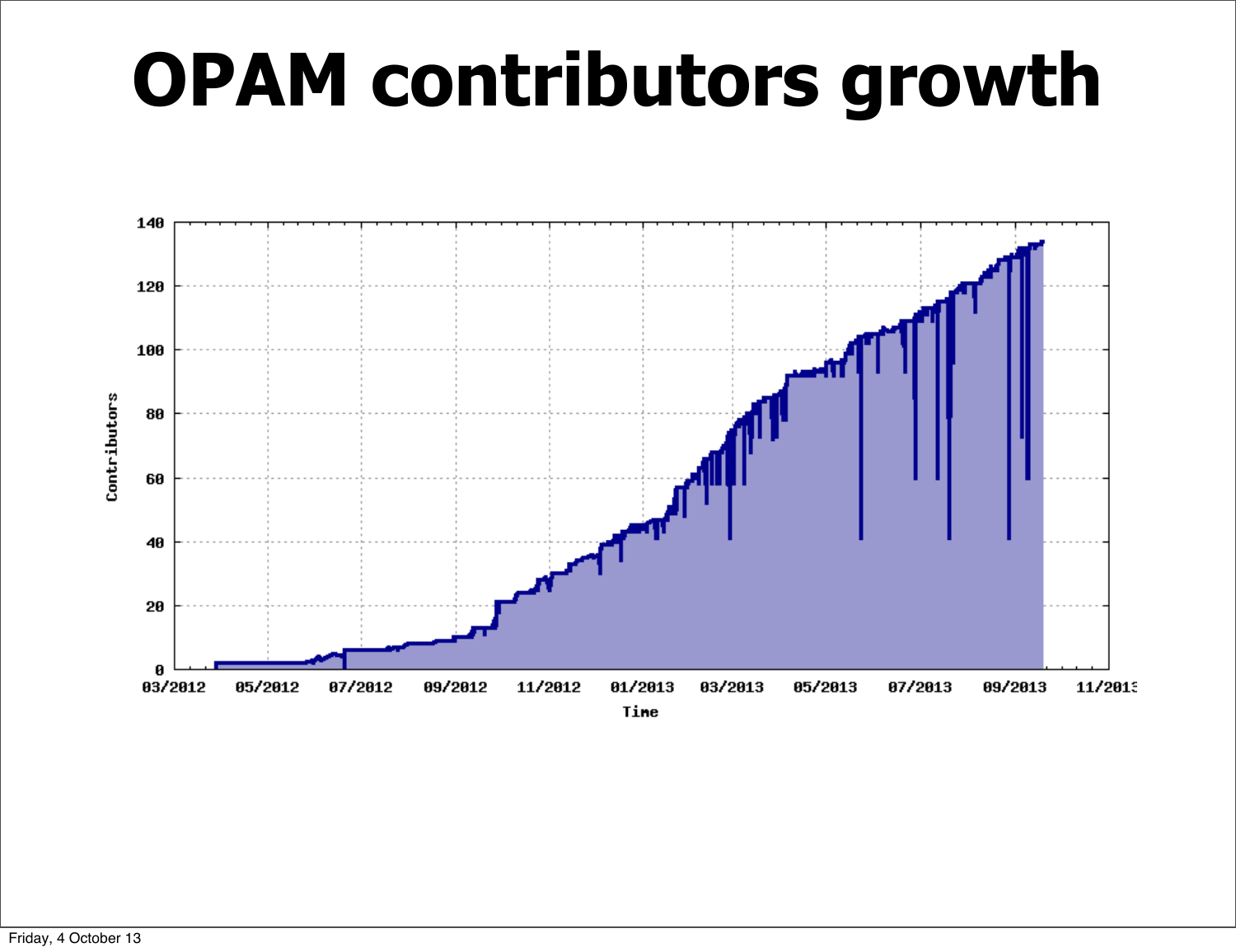# OPAM contributors growth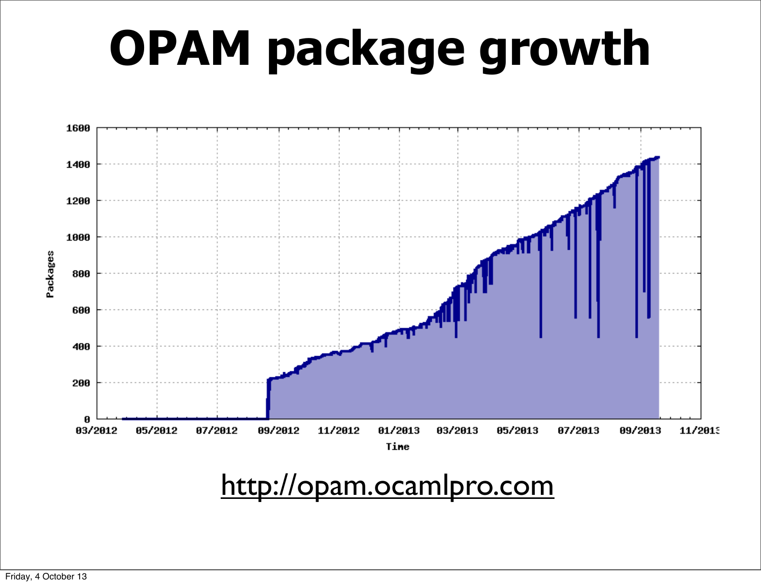# OPAM package growth

http://opam.ocamlpro.com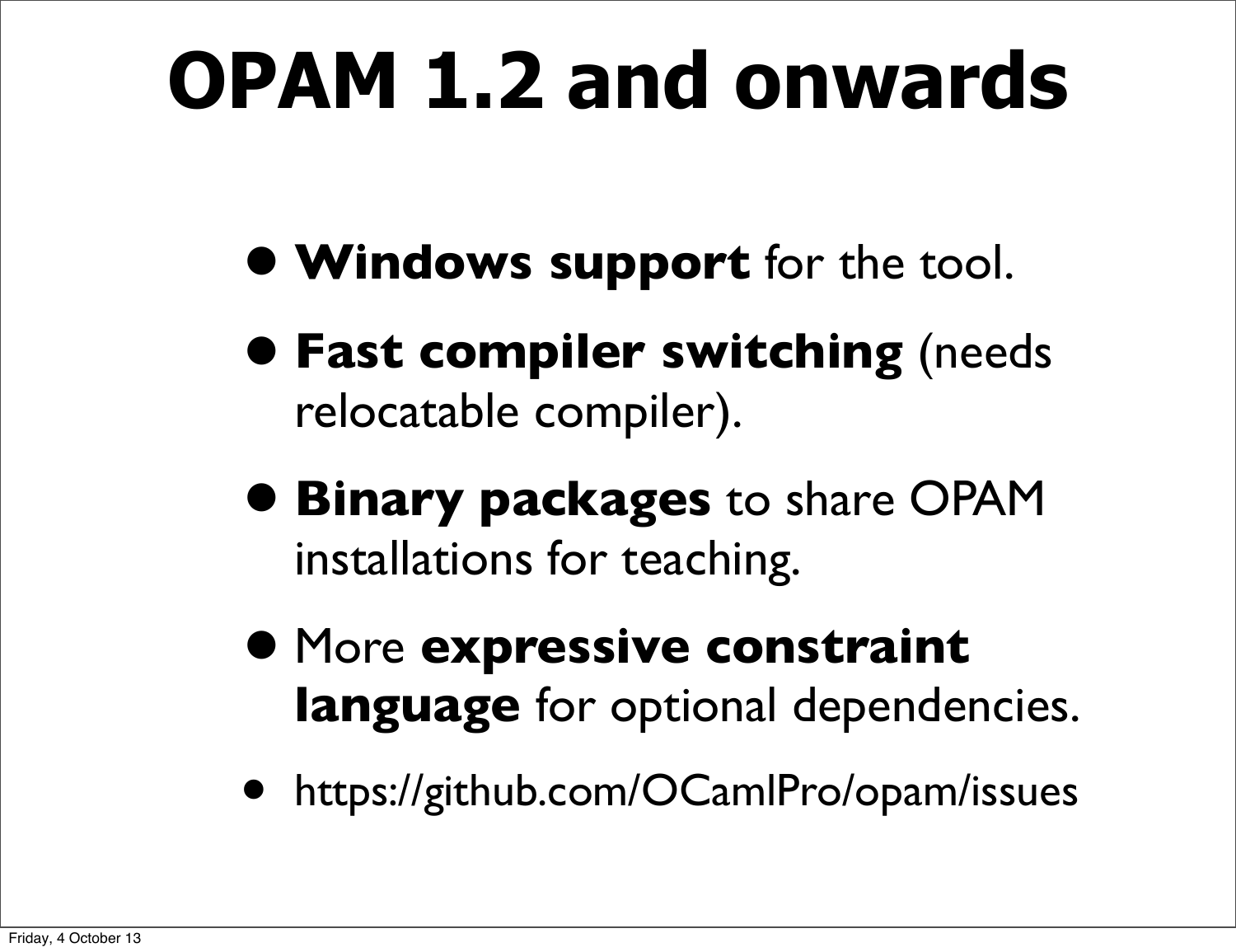# OPAM 1.2 and onwards

- **Windows support** for the tool.
- **Fast compiler switching** (needs relocatable compiler).
- **Binary packages** to share OPAM installations for teaching.
- More **expressive constraint language** for optional dependencies.
- https://github.com/OCamlPro/opam/issues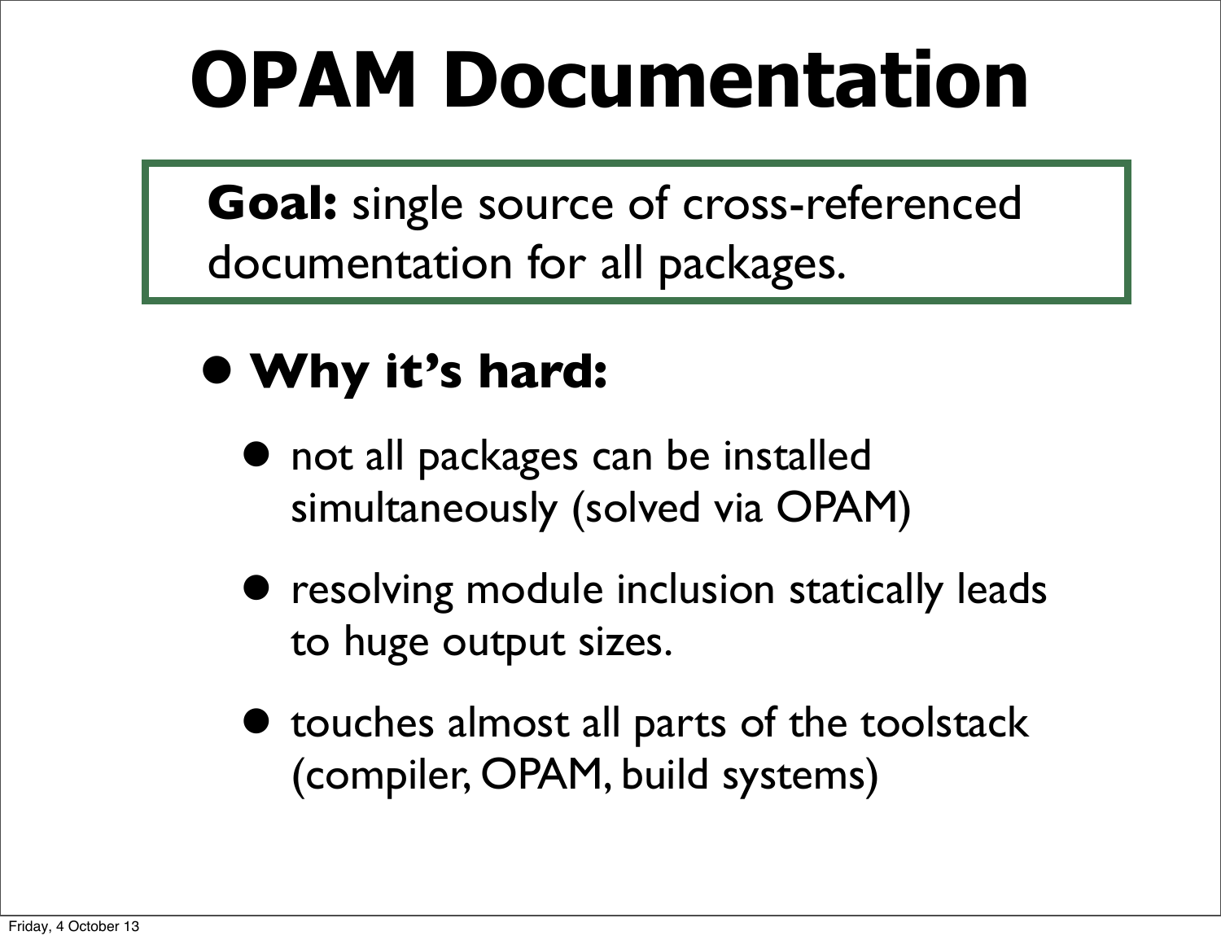# OPAM Documentation

**Goal:** single source of cross-referenced documentation for all packages.

- **Why it's hard:**
  - not all packages can be installed simultaneously (solved via OPAM)
  - resolving module inclusion statically leads to huge output sizes.
  - touches almost all parts of the toolstack (compiler, OPAM, build systems)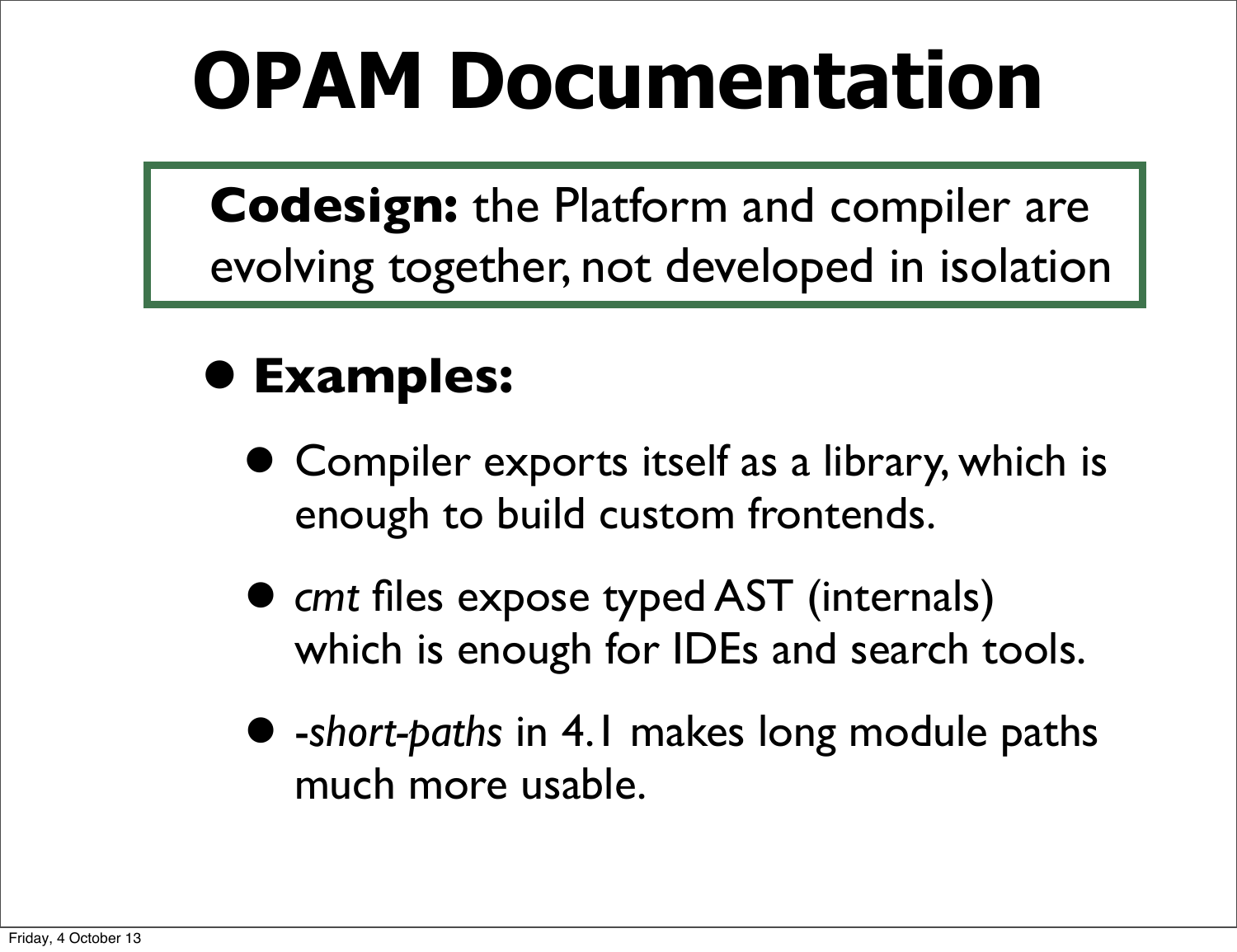# OPAM Documentation

**Codesign:** the Platform and compiler are evolving together, not developed in isolation

- **Examples:**
  - Compiler exports itself as a library, which is enough to build custom frontends.
  - *cmt* files expose typed AST (internals) which is enough for IDEs and search tools.
  - -*short-paths* in 4.1 makes long module paths much more usable.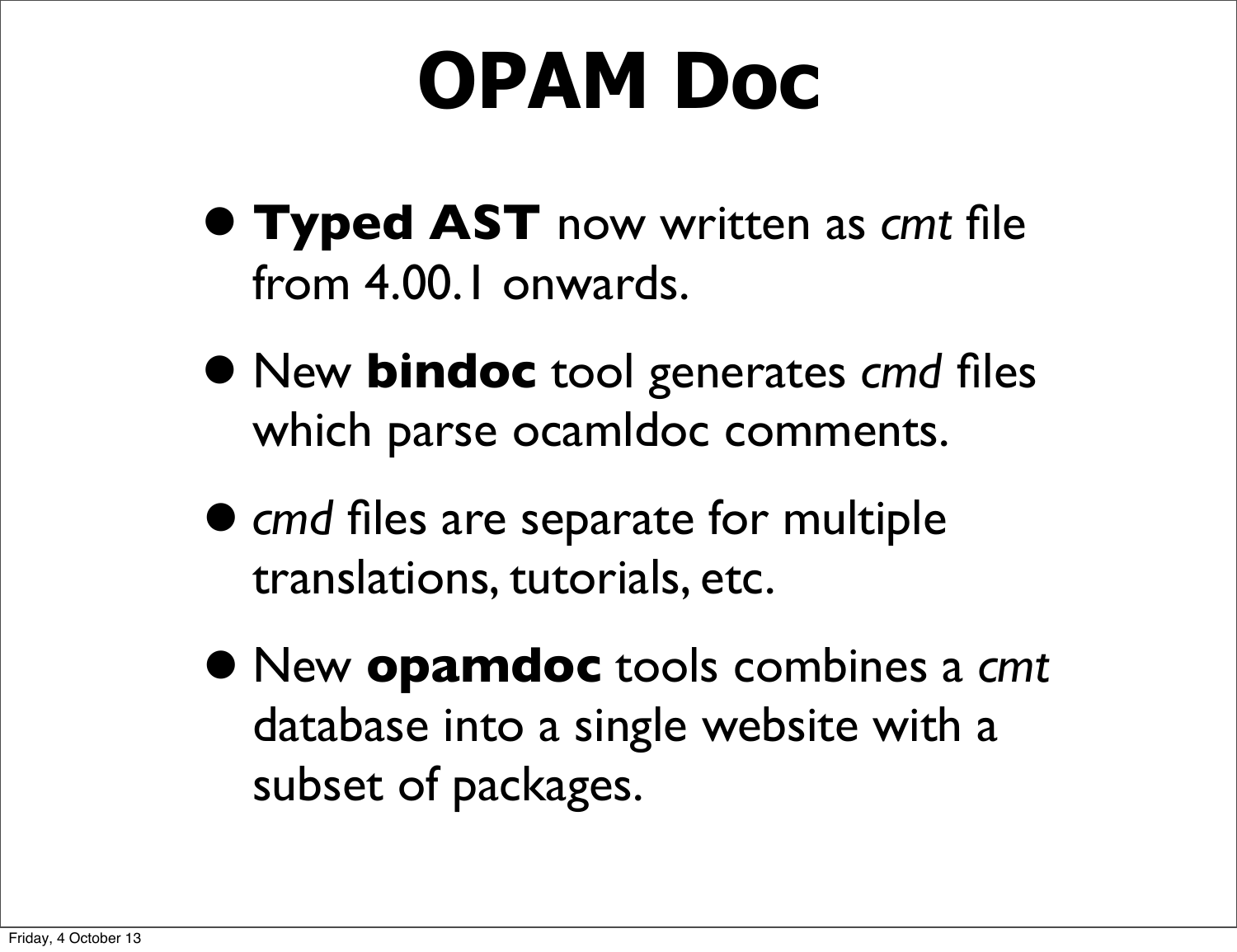# OPAM Doc

- **Typed AST** now written as *cmt* file from 4.00.1 onwards.
- New **bindoc** tool generates *cmd* files which parse ocamldoc comments.
- *cmd* files are separate for multiple translations, tutorials, etc.
- New **opamdoc** tools combines a *cmt* database into a single website with a subset of packages.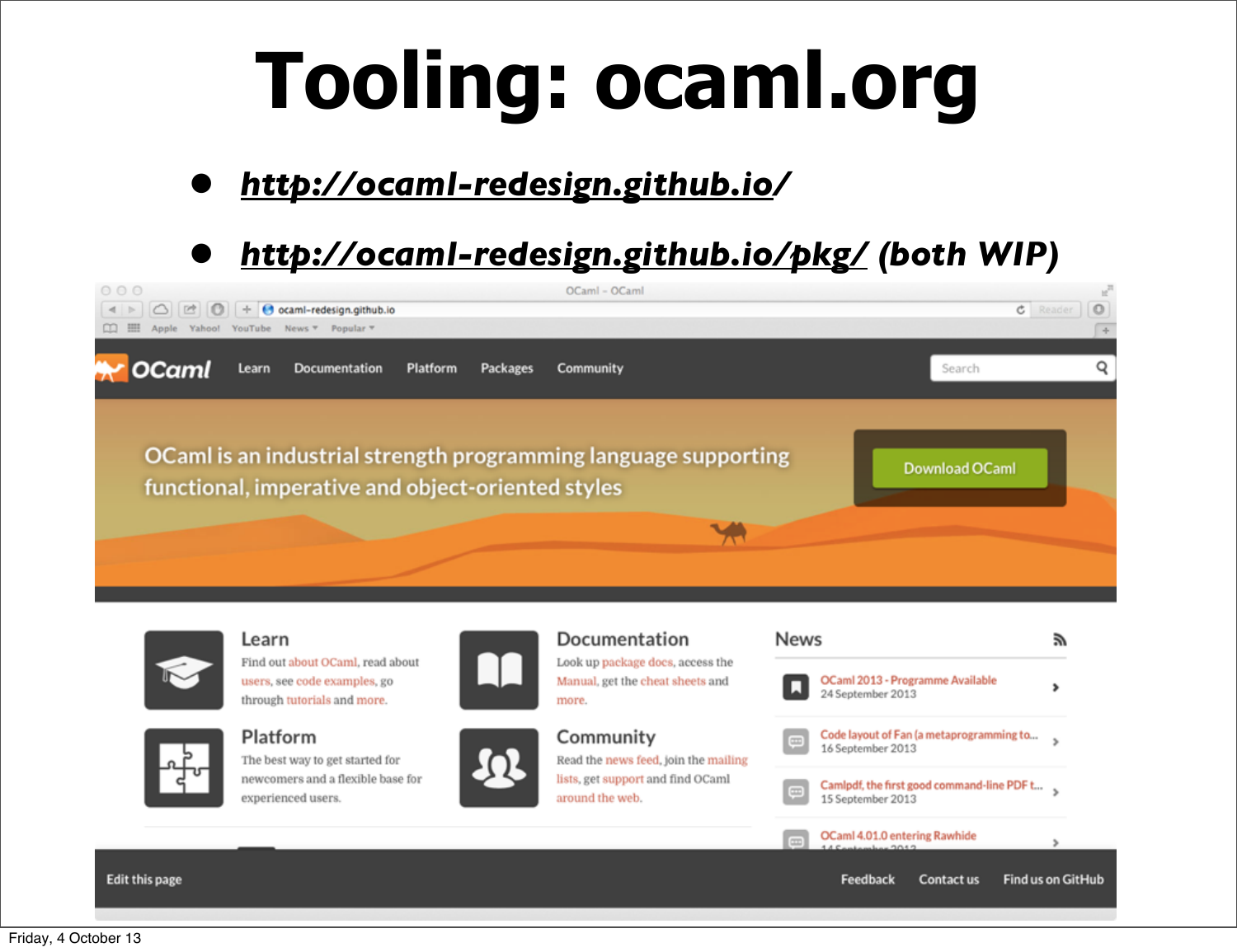# Tooling: ocaml.org

- ***http://ocaml-redesign.github.io/***
- ***http://ocaml-redesign.github.io/pkg/*** ***(both WIP)***

OCaml - OCaml

ocaml-redesign.github.io

OCaml   Learn   Documentation   Platform   Packages   Community   Search

OCaml is an industrial strength programming language supporting functional, imperative and object-oriented styles

Download OCaml

## Learn

Find out about OCaml, read about users, see code examples, go through tutorials and more.

## Documentation

Look up package docs, access the Manual, get the cheat sheets and more.

## Platform

The best way to get started for newcomers and a flexible base for experienced users.

## Community

Read the news feed, join the mailing lists, get support and find OCaml around the web.

## News

- OCaml 2013 - Programme Available — 24 September 2013
- Code layout of Fan (a metaprogramming to... — 16 September 2013
- Camlpdf, the first good command-line PDF t... — 15 September 2013
- OCaml 4.01.0 entering Rawhide — 14 September 2013

Edit this page   Feedback   Contact us   Find us on GitHub

Friday, 4 October 13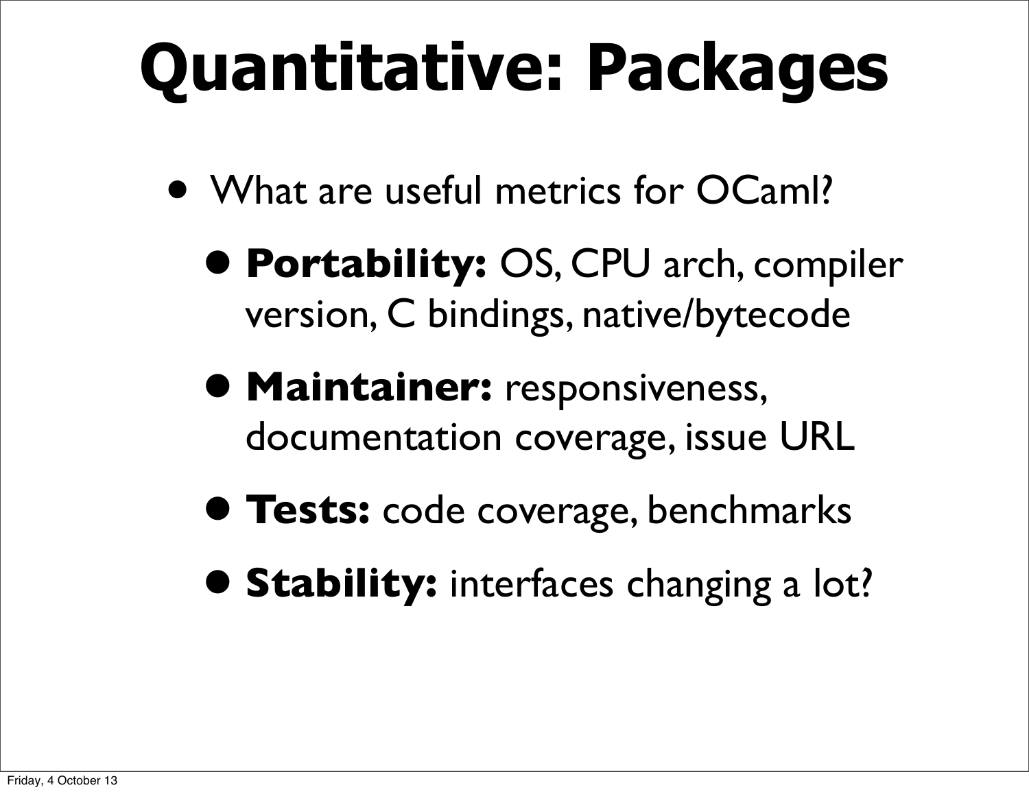# Quantitative: Packages

- What are useful metrics for OCaml?
  - **Portability:** OS, CPU arch, compiler version, C bindings, native/bytecode
  - **Maintainer:** responsiveness, documentation coverage, issue URL
  - **Tests:** code coverage, benchmarks
  - **Stability:** interfaces changing a lot?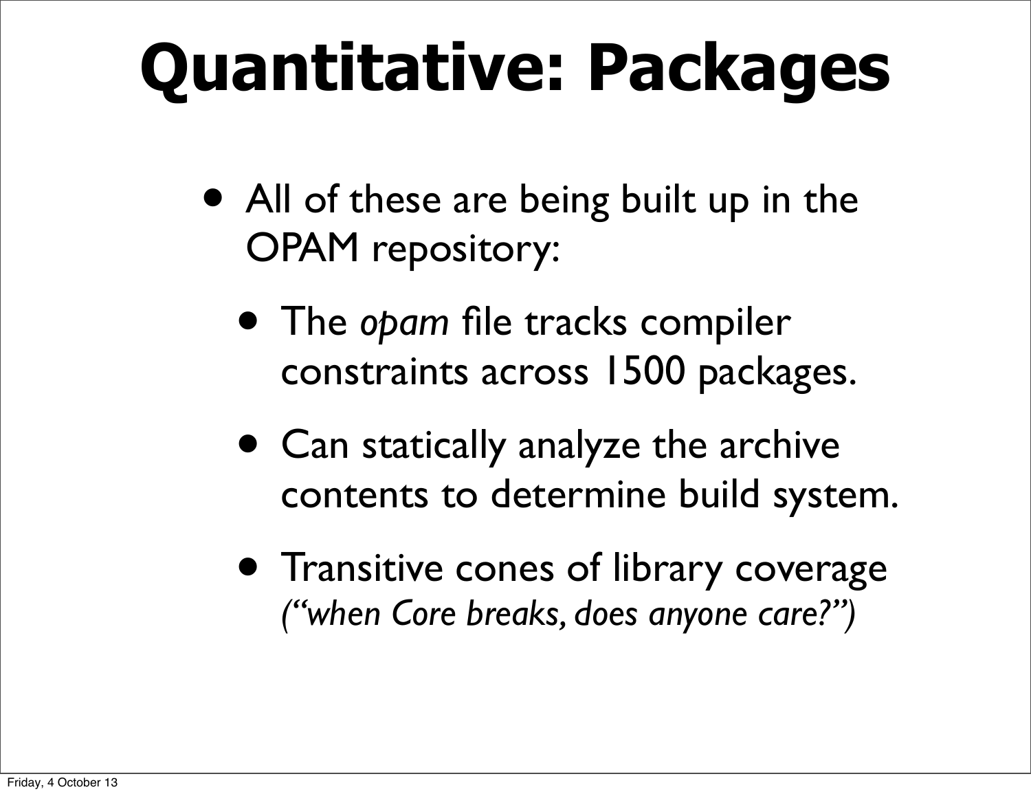# Quantitative: Packages

- All of these are being built up in the OPAM repository:
  - The *opam* file tracks compiler constraints across 1500 packages.
  - Can statically analyze the archive contents to determine build system.
  - Transitive cones of library coverage *("when Core breaks, does anyone care?")*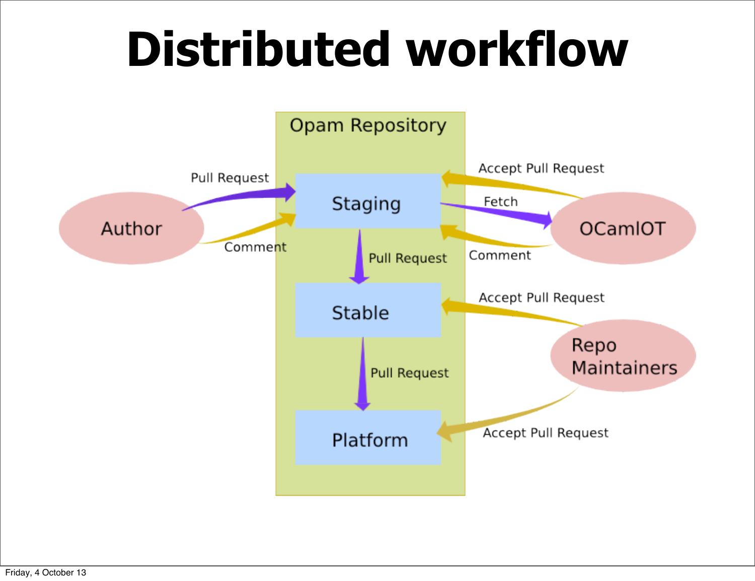# Distributed workflow

Opam Repository

Staging

Stable

Platform

Author

OCamlOT

Repo Maintainers

Pull Request

Comment

Accept Pull Request

Fetch

Comment

Pull Request

Accept Pull Request

Pull Request

Accept Pull Request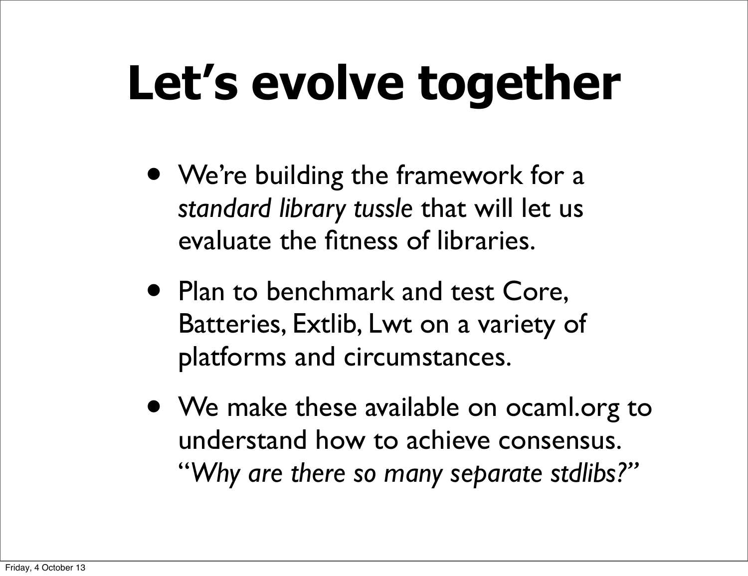# Let's evolve together

- We're building the framework for a *standard library tussle* that will let us evaluate the fitness of libraries.
- Plan to benchmark and test Core, Batteries, Extlib, Lwt on a variety of platforms and circumstances.
- We make these available on ocaml.org to understand how to achieve consensus. "*Why are there so many separate stdlibs?*"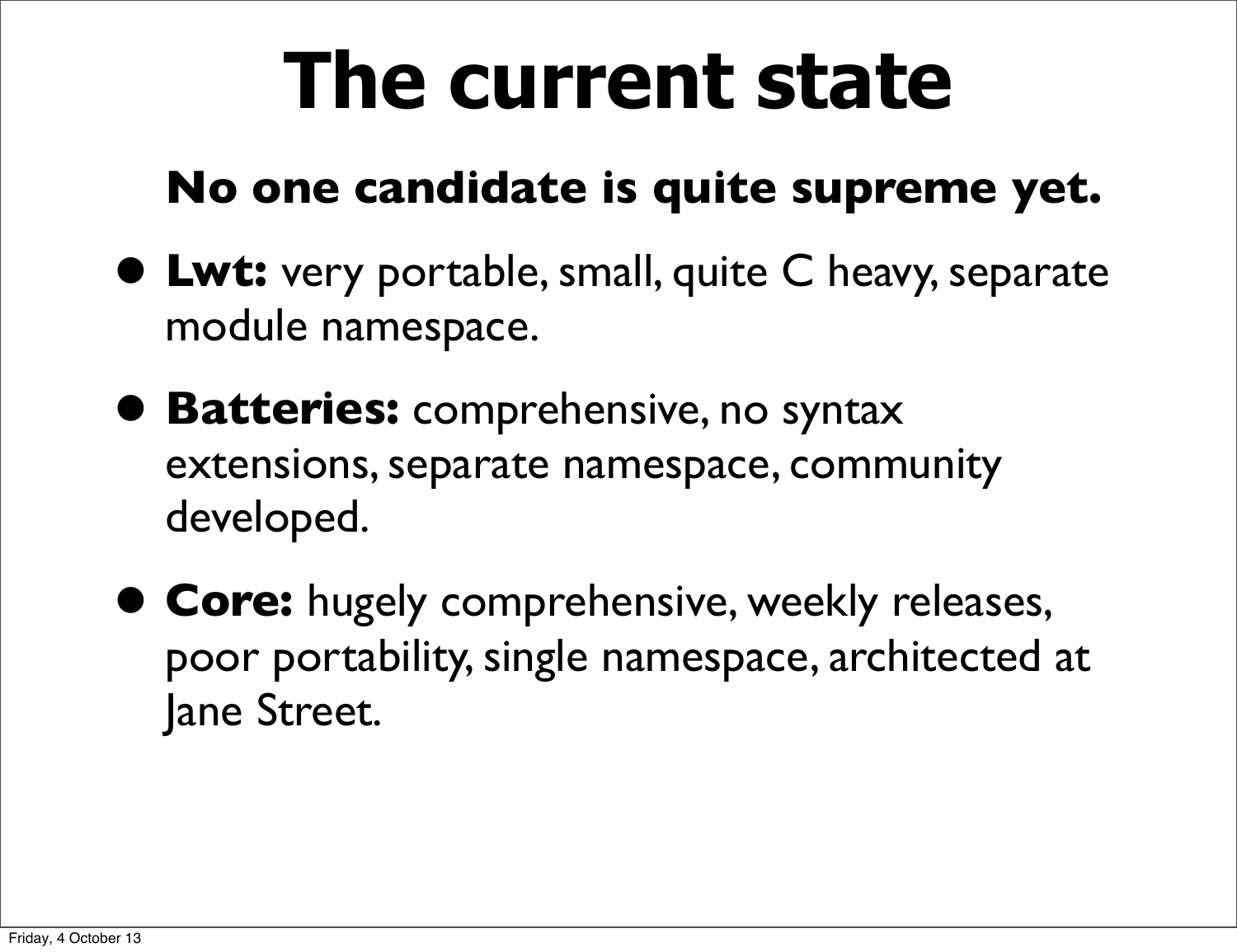# The current state

**No one candidate is quite supreme yet.**

- **Lwt:** very portable, small, quite C heavy, separate module namespace.
- **Batteries:** comprehensive, no syntax extensions, separate namespace, community developed.
- **Core:** hugely comprehensive, weekly releases, poor portability, single namespace, architected at Jane Street.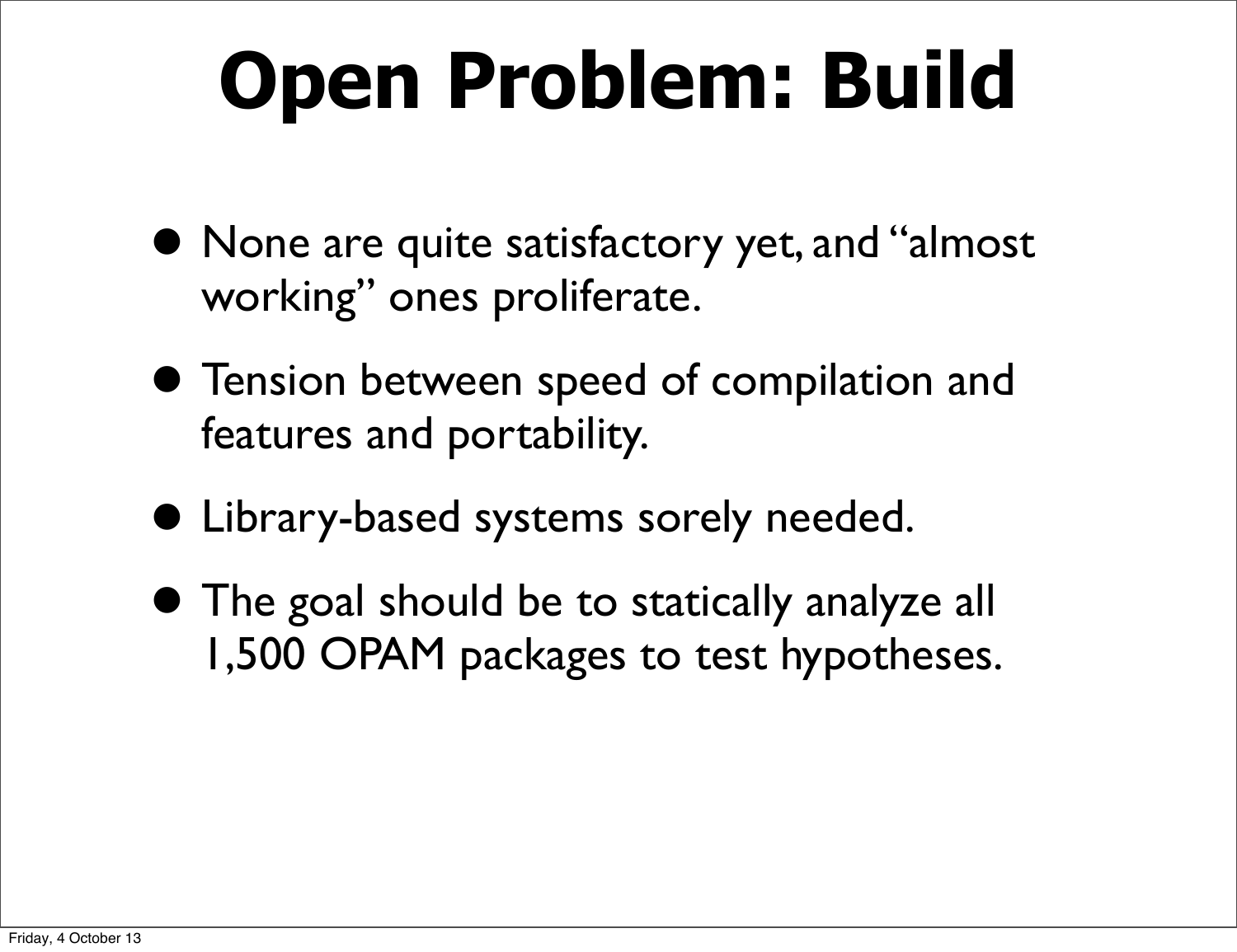# Open Problem: Build

- None are quite satisfactory yet, and "almost working" ones proliferate.
- Tension between speed of compilation and features and portability.
- Library-based systems sorely needed.
- The goal should be to statically analyze all 1,500 OPAM packages to test hypotheses.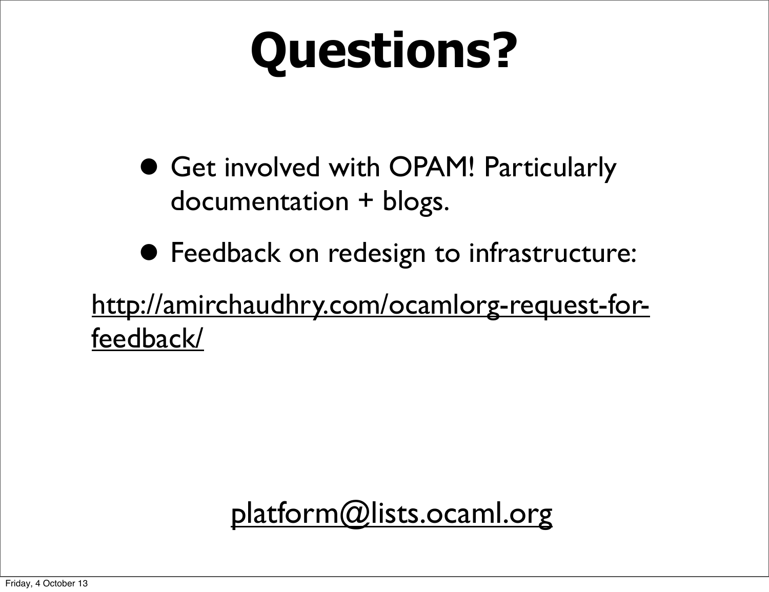# Questions?

- Get involved with OPAM! Particularly documentation + blogs.
- Feedback on redesign to infrastructure:

http://amirchaudhry.com/ocamlorg-request-for-feedback/

platform@lists.ocaml.org